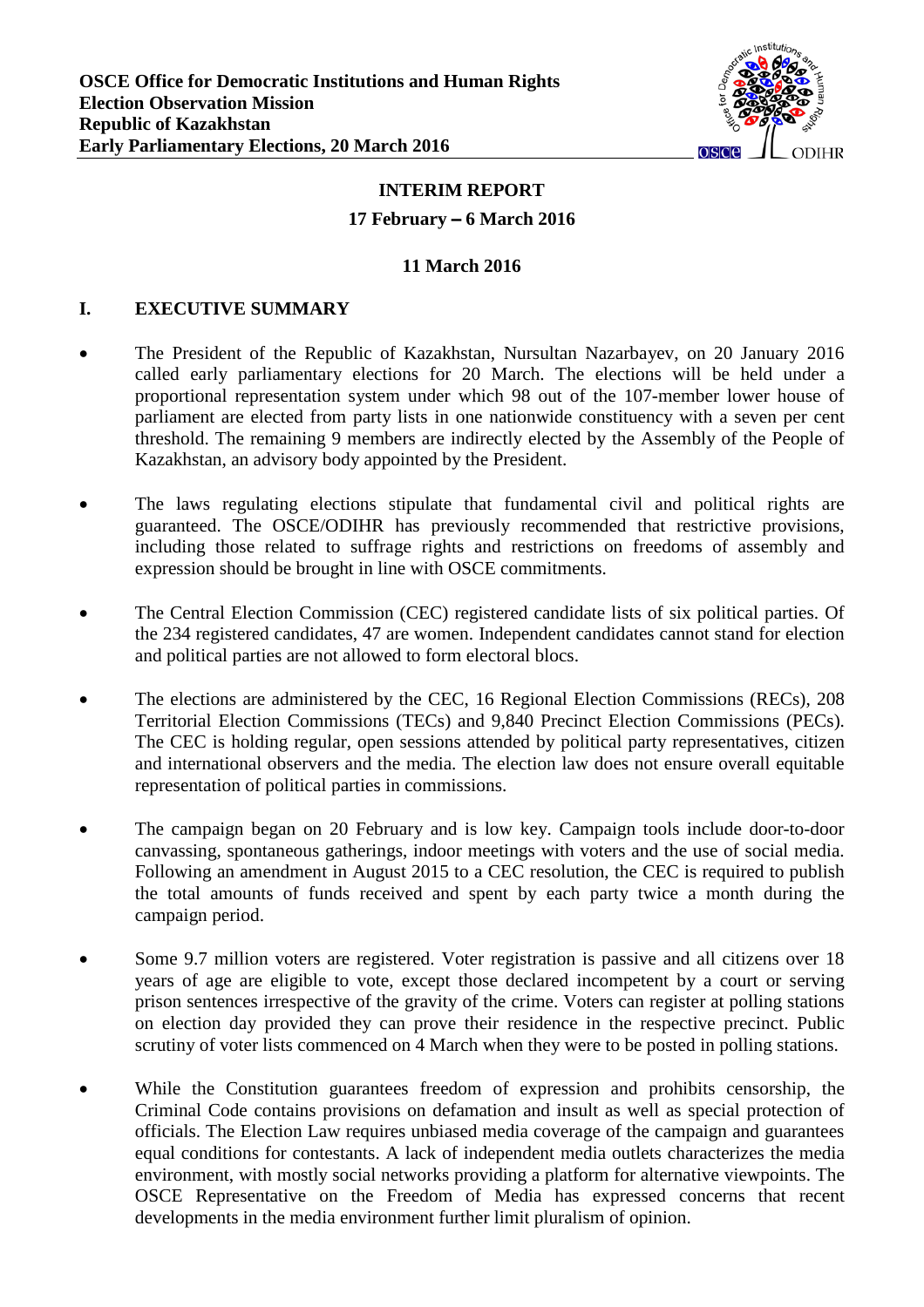**OSCE Office for Democratic Institutions and Human Rights**
**Election Observation Mission**
**Republic of Kazakhstan**
**Early Parliamentary Elections, 20 March 2016**

# INTERIM REPORT

**17 February – 6 March 2016**

**11 March 2016**

## I. EXECUTIVE SUMMARY

- The President of the Republic of Kazakhstan, Nursultan Nazarbayev, on 20 January 2016 called early parliamentary elections for 20 March. The elections will be held under a proportional representation system under which 98 out of the 107-member lower house of parliament are elected from party lists in one nationwide constituency with a seven per cent threshold. The remaining 9 members are indirectly elected by the Assembly of the People of Kazakhstan, an advisory body appointed by the President.

- The laws regulating elections stipulate that fundamental civil and political rights are guaranteed. The OSCE/ODIHR has previously recommended that restrictive provisions, including those related to suffrage rights and restrictions on freedoms of assembly and expression should be brought in line with OSCE commitments.

- The Central Election Commission (CEC) registered candidate lists of six political parties. Of the 234 registered candidates, 47 are women. Independent candidates cannot stand for election and political parties are not allowed to form electoral blocs.

- The elections are administered by the CEC, 16 Regional Election Commissions (RECs), 208 Territorial Election Commissions (TECs) and 9,840 Precinct Election Commissions (PECs). The CEC is holding regular, open sessions attended by political party representatives, citizen and international observers and the media. The election law does not ensure overall equitable representation of political parties in commissions.

- The campaign began on 20 February and is low key. Campaign tools include door-to-door canvassing, spontaneous gatherings, indoor meetings with voters and the use of social media. Following an amendment in August 2015 to a CEC resolution, the CEC is required to publish the total amounts of funds received and spent by each party twice a month during the campaign period.

- Some 9.7 million voters are registered. Voter registration is passive and all citizens over 18 years of age are eligible to vote, except those declared incompetent by a court or serving prison sentences irrespective of the gravity of the crime. Voters can register at polling stations on election day provided they can prove their residence in the respective precinct. Public scrutiny of voter lists commenced on 4 March when they were to be posted in polling stations.

- While the Constitution guarantees freedom of expression and prohibits censorship, the Criminal Code contains provisions on defamation and insult as well as special protection of officials. The Election Law requires unbiased media coverage of the campaign and guarantees equal conditions for contestants. A lack of independent media outlets characterizes the media environment, with mostly social networks providing a platform for alternative viewpoints. The OSCE Representative on the Freedom of Media has expressed concerns that recent developments in the media environment further limit pluralism of opinion.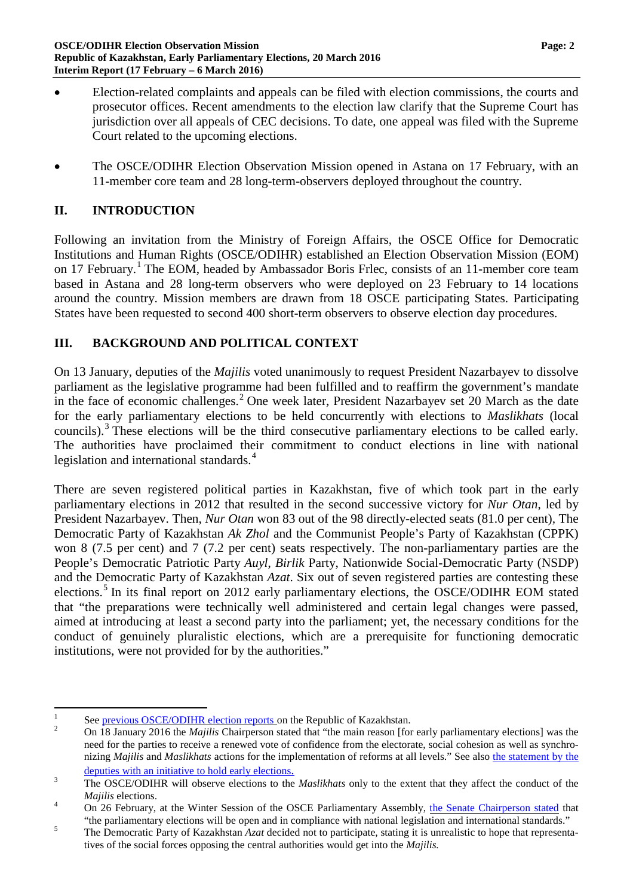- Election-related complaints and appeals can be filed with election commissions, the courts and prosecutor offices. Recent amendments to the election law clarify that the Supreme Court has jurisdiction over all appeals of CEC decisions. To date, one appeal was filed with the Supreme Court related to the upcoming elections.

- The OSCE/ODIHR Election Observation Mission opened in Astana on 17 February, with an 11-member core team and 28 long-term-observers deployed throughout the country.

## II. INTRODUCTION

Following an invitation from the Ministry of Foreign Affairs, the OSCE Office for Democratic Institutions and Human Rights (OSCE/ODIHR) established an Election Observation Mission (EOM) on 17 February.[1] The EOM, headed by Ambassador Boris Frlec, consists of an 11-member core team based in Astana and 28 long-term observers who were deployed on 23 February to 14 locations around the country. Mission members are drawn from 18 OSCE participating States. Participating States have been requested to second 400 short-term observers to observe election day procedures.

## III. BACKGROUND AND POLITICAL CONTEXT

On 13 January, deputies of the *Majilis* voted unanimously to request President Nazarbayev to dissolve parliament as the legislative programme had been fulfilled and to reaffirm the government's mandate in the face of economic challenges.[2] One week later, President Nazarbayev set 20 March as the date for the early parliamentary elections to be held concurrently with elections to *Maslikhats* (local councils).[3] These elections will be the third consecutive parliamentary elections to be called early. The authorities have proclaimed their commitment to conduct elections in line with national legislation and international standards.[4]

There are seven registered political parties in Kazakhstan, five of which took part in the early parliamentary elections in 2012 that resulted in the second successive victory for *Nur Otan*, led by President Nazarbayev. Then, *Nur Otan* won 83 out of the 98 directly-elected seats (81.0 per cent), The Democratic Party of Kazakhstan *Ak Zhol* and the Communist People's Party of Kazakhstan (CPPK) won 8 (7.5 per cent) and 7 (7.2 per cent) seats respectively. The non-parliamentary parties are the People's Democratic Patriotic Party *Auyl*, *Birlik* Party, Nationwide Social-Democratic Party (NSDP) and the Democratic Party of Kazakhstan *Azat*. Six out of seven registered parties are contesting these elections.[5] In its final report on 2012 early parliamentary elections, the OSCE/ODIHR EOM stated that "the preparations were technically well administered and certain legal changes were passed, aimed at introducing at least a second party into the parliament; yet, the necessary conditions for the conduct of genuinely pluralistic elections, which are a prerequisite for functioning democratic institutions, were not provided for by the authorities."

---

[1] See previous OSCE/ODIHR election reports on the Republic of Kazakhstan.

[2] On 18 January 2016 the *Majilis* Chairperson stated that "the main reason [for early parliamentary elections] was the need for the parties to receive a renewed vote of confidence from the electorate, social cohesion as well as synchronizing *Majilis* and *Maslikhats* actions for the implementation of reforms at all levels." See also the statement by the deputies with an initiative to hold early elections.

[3] The OSCE/ODIHR will observe elections to the *Maslikhats* only to the extent that they affect the conduct of the *Majilis* elections.

[4] On 26 February, at the Winter Session of the OSCE Parliamentary Assembly, the Senate Chairperson stated that "the parliamentary elections will be open and in compliance with national legislation and international standards."

[5] The Democratic Party of Kazakhstan *Azat* decided not to participate, stating it is unrealistic to hope that representatives of the social forces opposing the central authorities would get into the *Majilis.*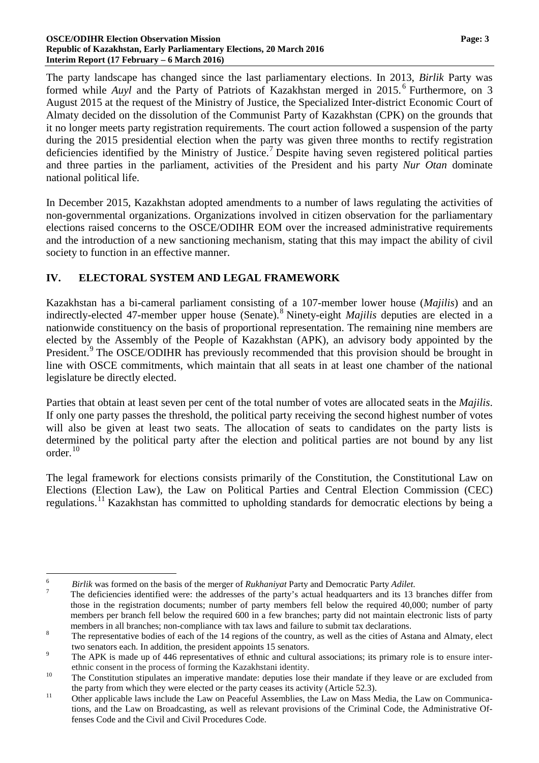The party landscape has changed since the last parliamentary elections. In 2013, *Birlik* Party was formed while *Auyl* and the Party of Patriots of Kazakhstan merged in 2015.[6] Furthermore, on 3 August 2015 at the request of the Ministry of Justice, the Specialized Inter-district Economic Court of Almaty decided on the dissolution of the Communist Party of Kazakhstan (CPK) on the grounds that it no longer meets party registration requirements. The court action followed a suspension of the party during the 2015 presidential election when the party was given three months to rectify registration deficiencies identified by the Ministry of Justice.[7] Despite having seven registered political parties and three parties in the parliament, activities of the President and his party *Nur Otan* dominate national political life.

In December 2015, Kazakhstan adopted amendments to a number of laws regulating the activities of non-governmental organizations. Organizations involved in citizen observation for the parliamentary elections raised concerns to the OSCE/ODIHR EOM over the increased administrative requirements and the introduction of a new sanctioning mechanism, stating that this may impact the ability of civil society to function in an effective manner.

## IV. ELECTORAL SYSTEM AND LEGAL FRAMEWORK

Kazakhstan has a bi-cameral parliament consisting of a 107-member lower house (*Majilis*) and an indirectly-elected 47-member upper house (Senate).[8] Ninety-eight *Majilis* deputies are elected in a nationwide constituency on the basis of proportional representation. The remaining nine members are elected by the Assembly of the People of Kazakhstan (APK), an advisory body appointed by the President.[9] The OSCE/ODIHR has previously recommended that this provision should be brought in line with OSCE commitments, which maintain that all seats in at least one chamber of the national legislature be directly elected.

Parties that obtain at least seven per cent of the total number of votes are allocated seats in the *Majilis*. If only one party passes the threshold, the political party receiving the second highest number of votes will also be given at least two seats. The allocation of seats to candidates on the party lists is determined by the political party after the election and political parties are not bound by any list order.[10]

The legal framework for elections consists primarily of the Constitution, the Constitutional Law on Elections (Election Law), the Law on Political Parties and Central Election Commission (CEC) regulations.[11] Kazakhstan has committed to upholding standards for democratic elections by being a

---

[6] *Birlik* was formed on the basis of the merger of *Rukhaniyat* Party and Democratic Party *Adilet*.

[7] The deficiencies identified were: the addresses of the party's actual headquarters and its 13 branches differ from those in the registration documents; number of party members fell below the required 40,000; number of party members per branch fell below the required 600 in a few branches; party did not maintain electronic lists of party members in all branches; non-compliance with tax laws and failure to submit tax declarations.

[8] The representative bodies of each of the 14 regions of the country, as well as the cities of Astana and Almaty, elect two senators each. In addition, the president appoints 15 senators.

[9] The APK is made up of 446 representatives of ethnic and cultural associations; its primary role is to ensure inter-ethnic consent in the process of forming the Kazakhstani identity.

[10] The Constitution stipulates an imperative mandate: deputies lose their mandate if they leave or are excluded from the party from which they were elected or the party ceases its activity (Article 52.3).

[11] Other applicable laws include the Law on Peaceful Assemblies, the Law on Mass Media, the Law on Communications, and the Law on Broadcasting, as well as relevant provisions of the Criminal Code, the Administrative Offenses Code and the Civil and Civil Procedures Code.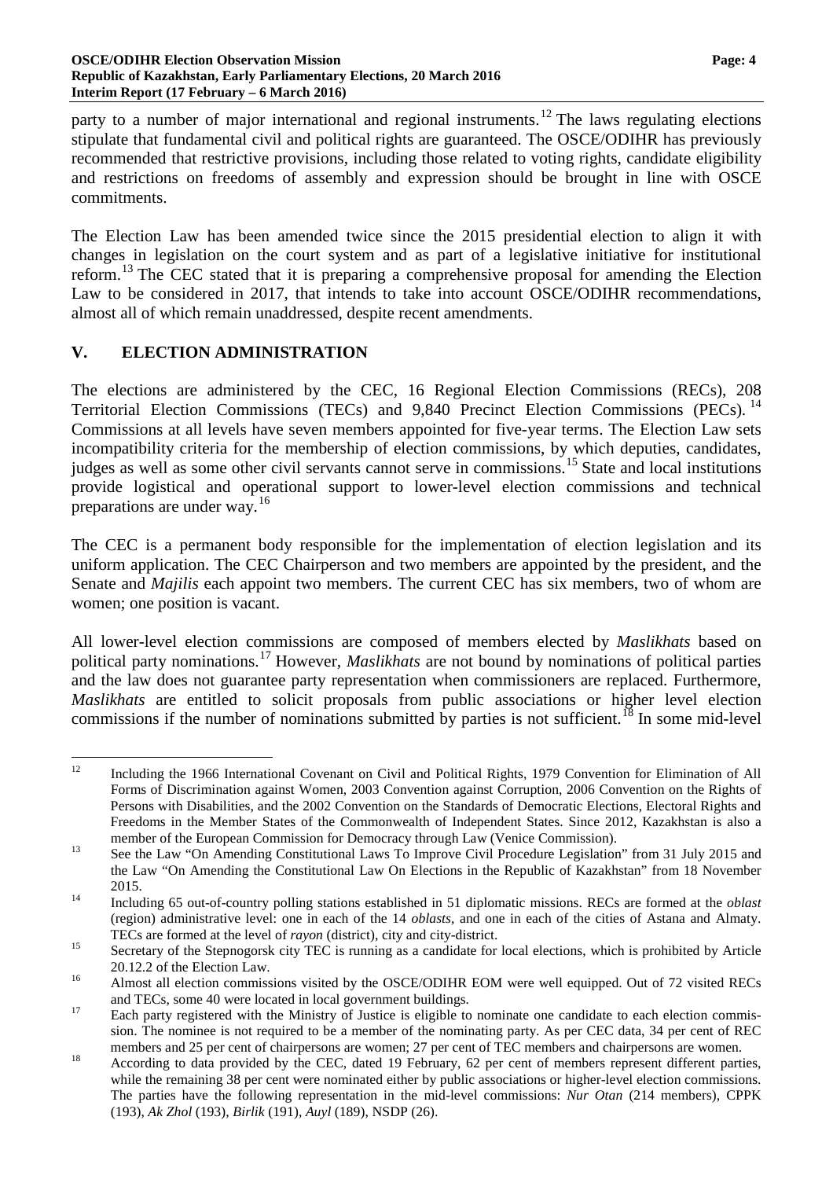party to a number of major international and regional instruments.[12] The laws regulating elections stipulate that fundamental civil and political rights are guaranteed. The OSCE/ODIHR has previously recommended that restrictive provisions, including those related to voting rights, candidate eligibility and restrictions on freedoms of assembly and expression should be brought in line with OSCE commitments.

The Election Law has been amended twice since the 2015 presidential election to align it with changes in legislation on the court system and as part of a legislative initiative for institutional reform.[13] The CEC stated that it is preparing a comprehensive proposal for amending the Election Law to be considered in 2017, that intends to take into account OSCE/ODIHR recommendations, almost all of which remain unaddressed, despite recent amendments.

## V. ELECTION ADMINISTRATION

The elections are administered by the CEC, 16 Regional Election Commissions (RECs), 208 Territorial Election Commissions (TECs) and 9,840 Precinct Election Commissions (PECs).[14] Commissions at all levels have seven members appointed for five-year terms. The Election Law sets incompatibility criteria for the membership of election commissions, by which deputies, candidates, judges as well as some other civil servants cannot serve in commissions.[15] State and local institutions provide logistical and operational support to lower-level election commissions and technical preparations are under way.[16]

The CEC is a permanent body responsible for the implementation of election legislation and its uniform application. The CEC Chairperson and two members are appointed by the president, and the Senate and *Majilis* each appoint two members. The current CEC has six members, two of whom are women; one position is vacant.

All lower-level election commissions are composed of members elected by *Maslikhats* based on political party nominations.[17] However, *Maslikhats* are not bound by nominations of political parties and the law does not guarantee party representation when commissioners are replaced. Furthermore, *Maslikhats* are entitled to solicit proposals from public associations or higher level election commissions if the number of nominations submitted by parties is not sufficient.[18] In some mid-level

---

[12] Including the 1966 International Covenant on Civil and Political Rights, 1979 Convention for Elimination of All Forms of Discrimination against Women, 2003 Convention against Corruption, 2006 Convention on the Rights of Persons with Disabilities, and the 2002 Convention on the Standards of Democratic Elections, Electoral Rights and Freedoms in the Member States of the Commonwealth of Independent States. Since 2012, Kazakhstan is also a member of the European Commission for Democracy through Law (Venice Commission).

[13] See the Law "On Amending Constitutional Laws To Improve Civil Procedure Legislation" from 31 July 2015 and the Law "On Amending the Constitutional Law On Elections in the Republic of Kazakhstan" from 18 November 2015.

[14] Including 65 out-of-country polling stations established in 51 diplomatic missions. RECs are formed at the *oblast* (region) administrative level: one in each of the 14 *oblasts*, and one in each of the cities of Astana and Almaty. TECs are formed at the level of *rayon* (district), city and city-district.

[15] Secretary of the Stepnogorsk city TEC is running as a candidate for local elections, which is prohibited by Article 20.12.2 of the Election Law.

[16] Almost all election commissions visited by the OSCE/ODIHR EOM were well equipped. Out of 72 visited RECs and TECs, some 40 were located in local government buildings.

[17] Each party registered with the Ministry of Justice is eligible to nominate one candidate to each election commission. The nominee is not required to be a member of the nominating party. As per CEC data, 34 per cent of REC members and 25 per cent of chairpersons are women; 27 per cent of TEC members and chairpersons are women.

[18] According to data provided by the CEC, dated 19 February, 62 per cent of members represent different parties, while the remaining 38 per cent were nominated either by public associations or higher-level election commissions. The parties have the following representation in the mid-level commissions: *Nur Otan* (214 members), CPPK (193), *Ak Zhol* (193), *Birlik* (191), *Auyl* (189), NSDP (26).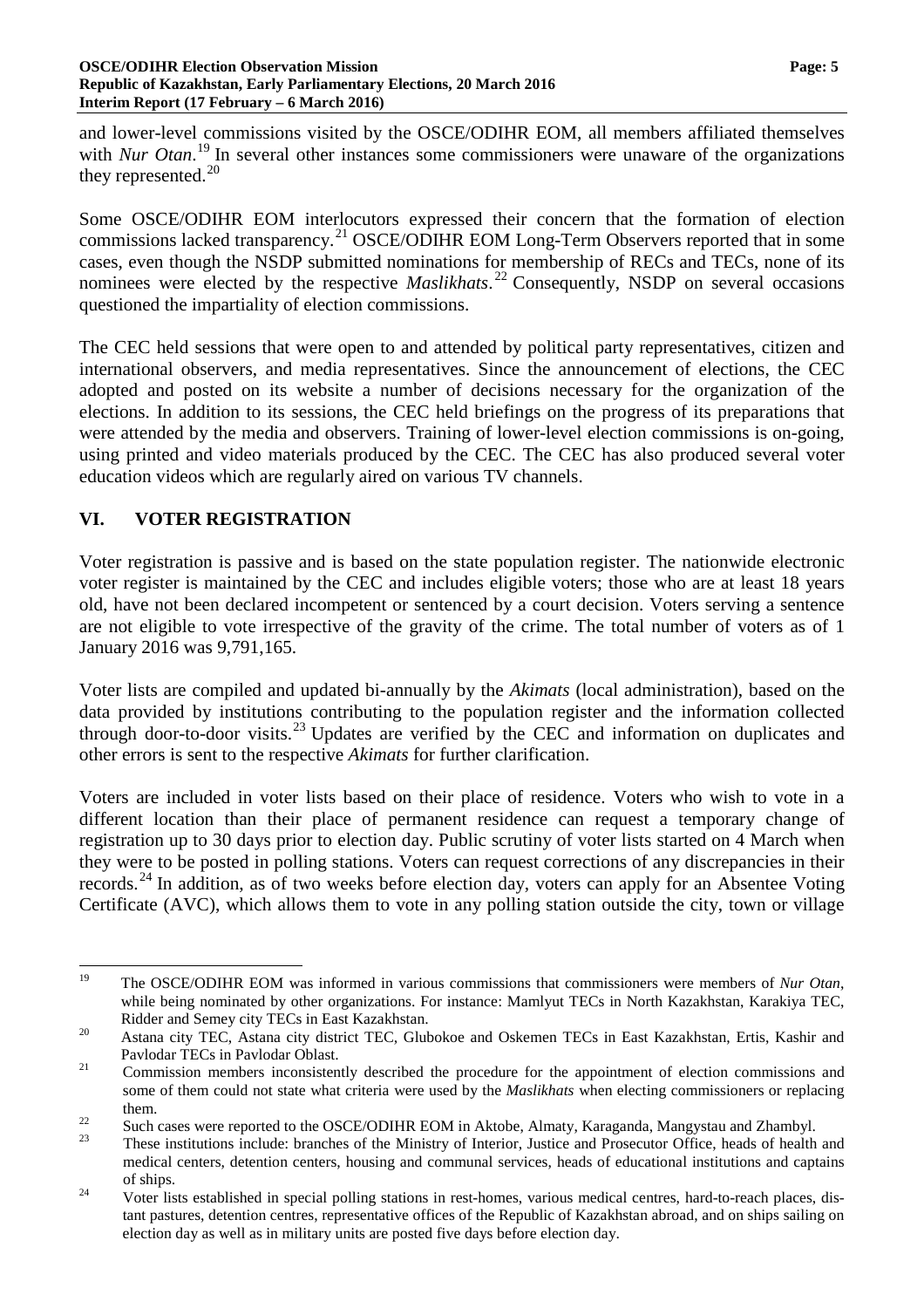and lower-level commissions visited by the OSCE/ODIHR EOM, all members affiliated themselves with *Nur Otan*.[19] In several other instances some commissioners were unaware of the organizations they represented.[20]

Some OSCE/ODIHR EOM interlocutors expressed their concern that the formation of election commissions lacked transparency.[21] OSCE/ODIHR EOM Long-Term Observers reported that in some cases, even though the NSDP submitted nominations for membership of RECs and TECs, none of its nominees were elected by the respective *Maslikhats*.[22] Consequently, NSDP on several occasions questioned the impartiality of election commissions.

The CEC held sessions that were open to and attended by political party representatives, citizen and international observers, and media representatives. Since the announcement of elections, the CEC adopted and posted on its website a number of decisions necessary for the organization of the elections. In addition to its sessions, the CEC held briefings on the progress of its preparations that were attended by the media and observers. Training of lower-level election commissions is on-going, using printed and video materials produced by the CEC. The CEC has also produced several voter education videos which are regularly aired on various TV channels.

## VI. VOTER REGISTRATION

Voter registration is passive and is based on the state population register. The nationwide electronic voter register is maintained by the CEC and includes eligible voters; those who are at least 18 years old, have not been declared incompetent or sentenced by a court decision. Voters serving a sentence are not eligible to vote irrespective of the gravity of the crime. The total number of voters as of 1 January 2016 was 9,791,165.

Voter lists are compiled and updated bi-annually by the *Akimats* (local administration), based on the data provided by institutions contributing to the population register and the information collected through door-to-door visits.[23] Updates are verified by the CEC and information on duplicates and other errors is sent to the respective *Akimats* for further clarification.

Voters are included in voter lists based on their place of residence. Voters who wish to vote in a different location than their place of permanent residence can request a temporary change of registration up to 30 days prior to election day. Public scrutiny of voter lists started on 4 March when they were to be posted in polling stations. Voters can request corrections of any discrepancies in their records.[24] In addition, as of two weeks before election day, voters can apply for an Absentee Voting Certificate (AVC), which allows them to vote in any polling station outside the city, town or village

---

[19] The OSCE/ODIHR EOM was informed in various commissions that commissioners were members of *Nur Otan*, while being nominated by other organizations. For instance: Mamlyut TECs in North Kazakhstan, Karakiya TEC, Ridder and Semey city TECs in East Kazakhstan.

[20] Astana city TEC, Astana city district TEC, Glubokoe and Oskemen TECs in East Kazakhstan, Ertis, Kashir and Pavlodar TECs in Pavlodar Oblast.

[21] Commission members inconsistently described the procedure for the appointment of election commissions and some of them could not state what criteria were used by the *Maslikhats* when electing commissioners or replacing them.

[22] Such cases were reported to the OSCE/ODIHR EOM in Aktobe, Almaty, Karaganda, Mangystau and Zhambyl.

[23] These institutions include: branches of the Ministry of Interior, Justice and Prosecutor Office, heads of health and medical centers, detention centers, housing and communal services, heads of educational institutions and captains of ships.

[24] Voter lists established in special polling stations in rest-homes, various medical centres, hard-to-reach places, distant pastures, detention centres, representative offices of the Republic of Kazakhstan abroad, and on ships sailing on election day as well as in military units are posted five days before election day.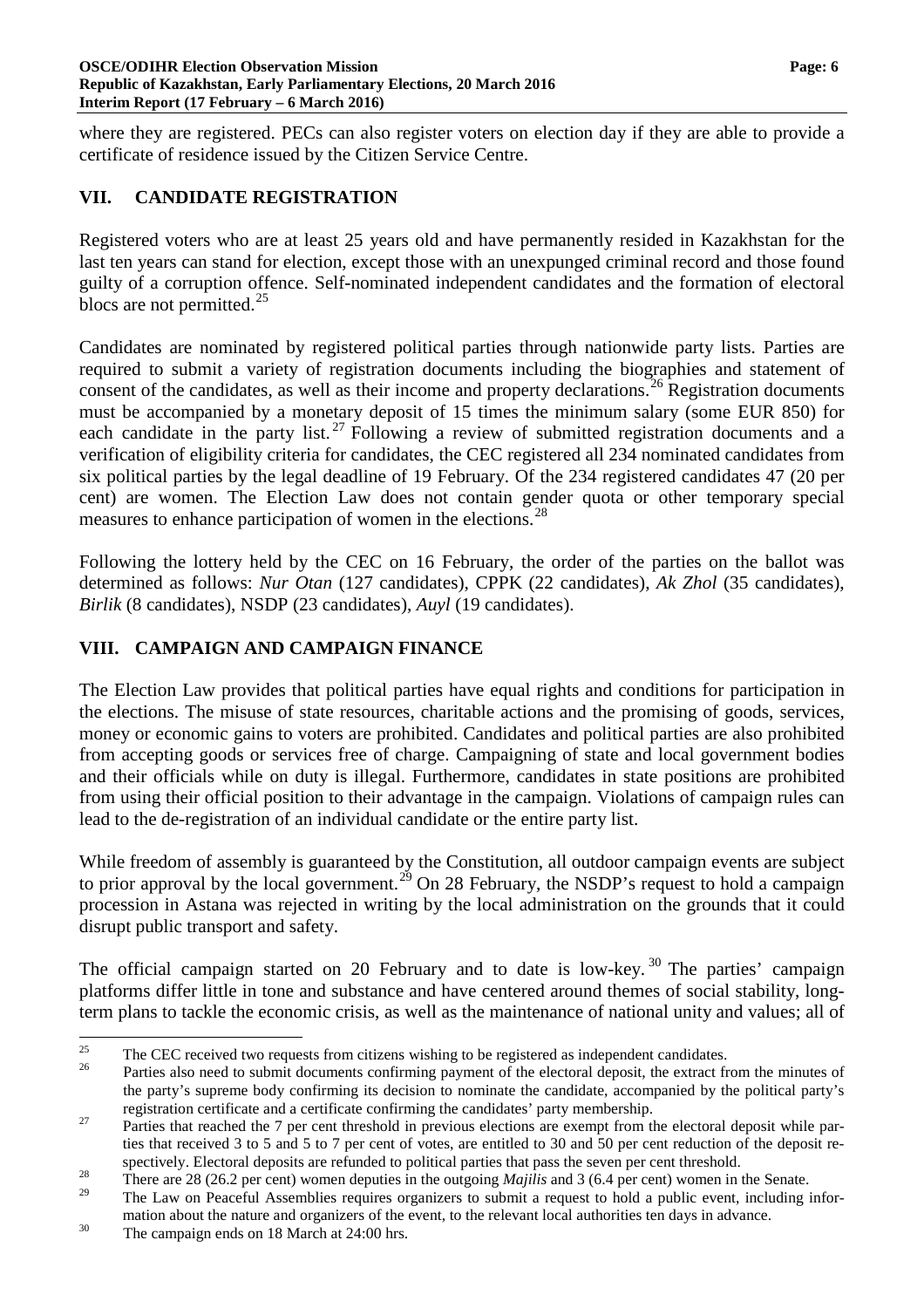where they are registered. PECs can also register voters on election day if they are able to provide a certificate of residence issued by the Citizen Service Centre.

## VII. CANDIDATE REGISTRATION

Registered voters who are at least 25 years old and have permanently resided in Kazakhstan for the last ten years can stand for election, except those with an unexpunged criminal record and those found guilty of a corruption offence. Self-nominated independent candidates and the formation of electoral blocs are not permitted.[25]

Candidates are nominated by registered political parties through nationwide party lists. Parties are required to submit a variety of registration documents including the biographies and statement of consent of the candidates, as well as their income and property declarations.[26] Registration documents must be accompanied by a monetary deposit of 15 times the minimum salary (some EUR 850) for each candidate in the party list.[27] Following a review of submitted registration documents and a verification of eligibility criteria for candidates, the CEC registered all 234 nominated candidates from six political parties by the legal deadline of 19 February. Of the 234 registered candidates 47 (20 per cent) are women. The Election Law does not contain gender quota or other temporary special measures to enhance participation of women in the elections.[28]

Following the lottery held by the CEC on 16 February, the order of the parties on the ballot was determined as follows: *Nur Otan* (127 candidates), CPPK (22 candidates), *Ak Zhol* (35 candidates), *Birlik* (8 candidates), NSDP (23 candidates), *Auyl* (19 candidates).

## VIII. CAMPAIGN AND CAMPAIGN FINANCE

The Election Law provides that political parties have equal rights and conditions for participation in the elections. The misuse of state resources, charitable actions and the promising of goods, services, money or economic gains to voters are prohibited. Candidates and political parties are also prohibited from accepting goods or services free of charge. Campaigning of state and local government bodies and their officials while on duty is illegal. Furthermore, candidates in state positions are prohibited from using their official position to their advantage in the campaign. Violations of campaign rules can lead to the de-registration of an individual candidate or the entire party list.

While freedom of assembly is guaranteed by the Constitution, all outdoor campaign events are subject to prior approval by the local government.[29] On 28 February, the NSDP's request to hold a campaign procession in Astana was rejected in writing by the local administration on the grounds that it could disrupt public transport and safety.

The official campaign started on 20 February and to date is low-key.[30] The parties' campaign platforms differ little in tone and substance and have centered around themes of social stability, long-term plans to tackle the economic crisis, as well as the maintenance of national unity and values; all of

---

[25] The CEC received two requests from citizens wishing to be registered as independent candidates.

[26] Parties also need to submit documents confirming payment of the electoral deposit, the extract from the minutes of the party's supreme body confirming its decision to nominate the candidate, accompanied by the political party's registration certificate and a certificate confirming the candidates' party membership.

[27] Parties that reached the 7 per cent threshold in previous elections are exempt from the electoral deposit while parties that received 3 to 5 and 5 to 7 per cent of votes, are entitled to 30 and 50 per cent reduction of the deposit respectively. Electoral deposits are refunded to political parties that pass the seven per cent threshold.

[28] There are 28 (26.2 per cent) women deputies in the outgoing *Majilis* and 3 (6.4 per cent) women in the Senate.

[29] The Law on Peaceful Assemblies requires organizers to submit a request to hold a public event, including information about the nature and organizers of the event, to the relevant local authorities ten days in advance.

[30] The campaign ends on 18 March at 24:00 hrs.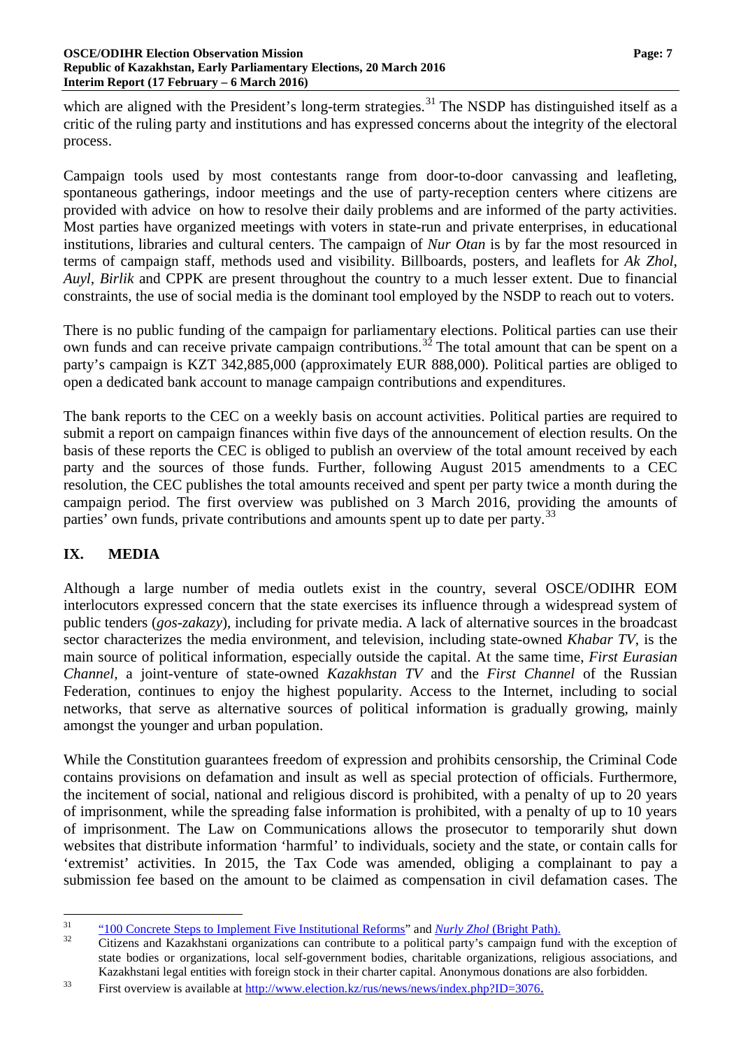which are aligned with the President's long-term strategies.[31] The NSDP has distinguished itself as a critic of the ruling party and institutions and has expressed concerns about the integrity of the electoral process.

Campaign tools used by most contestants range from door-to-door canvassing and leafleting, spontaneous gatherings, indoor meetings and the use of party-reception centers where citizens are provided with advice on how to resolve their daily problems and are informed of the party activities. Most parties have organized meetings with voters in state-run and private enterprises, in educational institutions, libraries and cultural centers. The campaign of *Nur Otan* is by far the most resourced in terms of campaign staff, methods used and visibility. Billboards, posters, and leaflets for *Ak Zhol*, *Auyl*, *Birlik* and CPPK are present throughout the country to a much lesser extent. Due to financial constraints, the use of social media is the dominant tool employed by the NSDP to reach out to voters.

There is no public funding of the campaign for parliamentary elections. Political parties can use their own funds and can receive private campaign contributions.[32] The total amount that can be spent on a party's campaign is KZT 342,885,000 (approximately EUR 888,000). Political parties are obliged to open a dedicated bank account to manage campaign contributions and expenditures.

The bank reports to the CEC on a weekly basis on account activities. Political parties are required to submit a report on campaign finances within five days of the announcement of election results. On the basis of these reports the CEC is obliged to publish an overview of the total amount received by each party and the sources of those funds. Further, following August 2015 amendments to a CEC resolution, the CEC publishes the total amounts received and spent per party twice a month during the campaign period. The first overview was published on 3 March 2016, providing the amounts of parties' own funds, private contributions and amounts spent up to date per party.[33]

## IX. MEDIA

Although a large number of media outlets exist in the country, several OSCE/ODIHR EOM interlocutors expressed concern that the state exercises its influence through a widespread system of public tenders (*gos-zakazy*), including for private media. A lack of alternative sources in the broadcast sector characterizes the media environment, and television, including state-owned *Khabar TV*, is the main source of political information, especially outside the capital. At the same time, *First Eurasian Channel*, a joint-venture of state-owned *Kazakhstan TV* and the *First Channel* of the Russian Federation, continues to enjoy the highest popularity. Access to the Internet, including to social networks, that serve as alternative sources of political information is gradually growing, mainly amongst the younger and urban population.

While the Constitution guarantees freedom of expression and prohibits censorship, the Criminal Code contains provisions on defamation and insult as well as special protection of officials. Furthermore, the incitement of social, national and religious discord is prohibited, with a penalty of up to 20 years of imprisonment, while the spreading false information is prohibited, with a penalty of up to 10 years of imprisonment. The Law on Communications allows the prosecutor to temporarily shut down websites that distribute information 'harmful' to individuals, society and the state, or contain calls for 'extremist' activities. In 2015, the Tax Code was amended, obliging a complainant to pay a submission fee based on the amount to be claimed as compensation in civil defamation cases. The

---

[31] "100 Concrete Steps to Implement Five Institutional Reforms" and *Nurly Zhol* (Bright Path).

[32] Citizens and Kazakhstani organizations can contribute to a political party's campaign fund with the exception of state bodies or organizations, local self-government bodies, charitable organizations, religious associations, and Kazakhstani legal entities with foreign stock in their charter capital. Anonymous donations are also forbidden.

[33] First overview is available at http://www.election.kz/rus/news/news/index.php?ID=3076.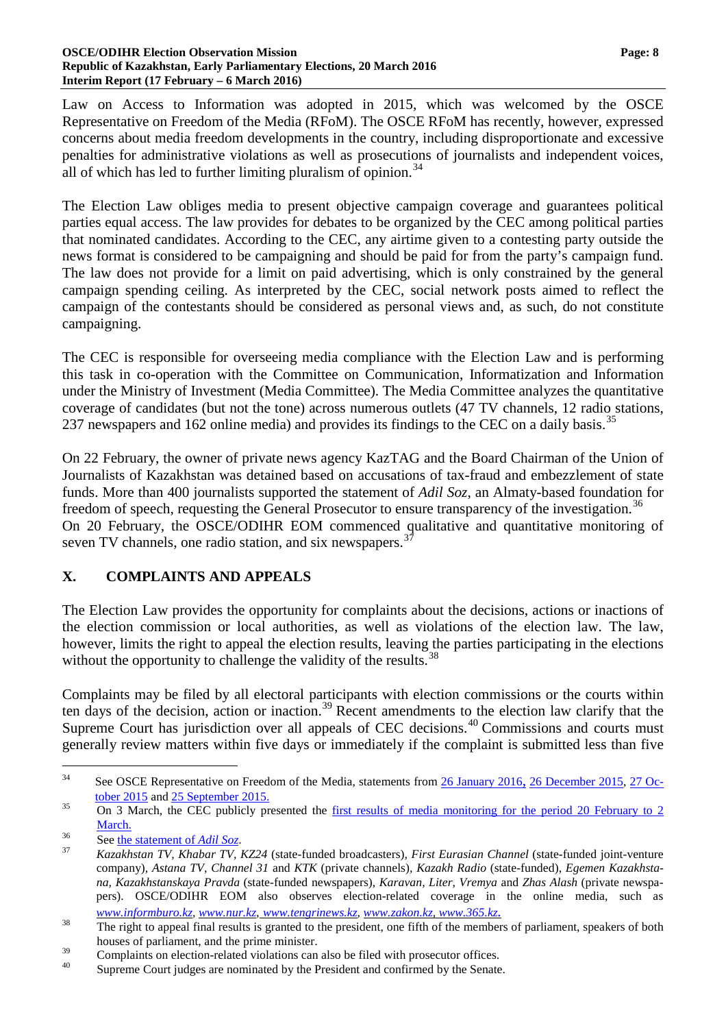Law on Access to Information was adopted in 2015, which was welcomed by the OSCE Representative on Freedom of the Media (RFoM). The OSCE RFoM has recently, however, expressed concerns about media freedom developments in the country, including disproportionate and excessive penalties for administrative violations as well as prosecutions of journalists and independent voices, all of which has led to further limiting pluralism of opinion.[34]

The Election Law obliges media to present objective campaign coverage and guarantees political parties equal access. The law provides for debates to be organized by the CEC among political parties that nominated candidates. According to the CEC, any airtime given to a contesting party outside the news format is considered to be campaigning and should be paid for from the party's campaign fund. The law does not provide for a limit on paid advertising, which is only constrained by the general campaign spending ceiling. As interpreted by the CEC, social network posts aimed to reflect the campaign of the contestants should be considered as personal views and, as such, do not constitute campaigning.

The CEC is responsible for overseeing media compliance with the Election Law and is performing this task in co-operation with the Committee on Communication, Informatization and Information under the Ministry of Investment (Media Committee). The Media Committee analyzes the quantitative coverage of candidates (but not the tone) across numerous outlets (47 TV channels, 12 radio stations, 237 newspapers and 162 online media) and provides its findings to the CEC on a daily basis.[35]

On 22 February, the owner of private news agency KazTAG and the Board Chairman of the Union of Journalists of Kazakhstan was detained based on accusations of tax-fraud and embezzlement of state funds. More than 400 journalists supported the statement of *Adil Soz*, an Almaty-based foundation for freedom of speech, requesting the General Prosecutor to ensure transparency of the investigation.[36]
On 20 February, the OSCE/ODIHR EOM commenced qualitative and quantitative monitoring of seven TV channels, one radio station, and six newspapers.[37]

## X. COMPLAINTS AND APPEALS

The Election Law provides the opportunity for complaints about the decisions, actions or inactions of the election commission or local authorities, as well as violations of the election law. The law, however, limits the right to appeal the election results, leaving the parties participating in the elections without the opportunity to challenge the validity of the results.[38]

Complaints may be filed by all electoral participants with election commissions or the courts within ten days of the decision, action or inaction.[39] Recent amendments to the election law clarify that the Supreme Court has jurisdiction over all appeals of CEC decisions.[40] Commissions and courts must generally review matters within five days or immediately if the complaint is submitted less than five

---

[34] See OSCE Representative on Freedom of the Media, statements from 26 January 2016, 26 December 2015, 27 October 2015 and 25 September 2015.

[35] On 3 March, the CEC publicly presented the first results of media monitoring for the period 20 February to 2 March.

[36] See the statement of *Adil Soz*.

[37] *Kazakhstan TV, Khabar TV, KZ24* (state-funded broadcasters), *First Eurasian Channel* (state-funded joint-venture company), *Astana TV, Channel 31* and *KTK* (private channels), *Kazakh Radio* (state-funded), *Egemen Kazakhstana, Kazakhstanskaya Pravda* (state-funded newspapers), *Karavan, Liter, Vremya* and *Zhas Alash* (private newspapers). OSCE/ODIHR EOM also observes election-related coverage in the online media, such as *www.informburo.kz, www.nur.kz, www.tengrinews.kz, www.zakon.kz, www.365.kz.*

[38] The right to appeal final results is granted to the president, one fifth of the members of parliament, speakers of both houses of parliament, and the prime minister.

[39] Complaints on election-related violations can also be filed with prosecutor offices.

[40] Supreme Court judges are nominated by the President and confirmed by the Senate.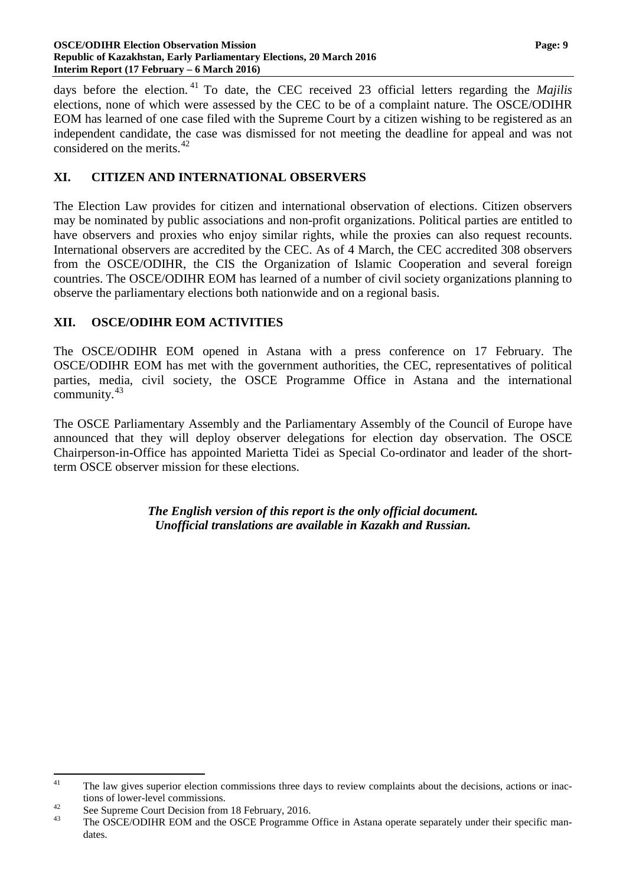days before the election.[41] To date, the CEC received 23 official letters regarding the *Majilis* elections, none of which were assessed by the CEC to be of a complaint nature. The OSCE/ODIHR EOM has learned of one case filed with the Supreme Court by a citizen wishing to be registered as an independent candidate, the case was dismissed for not meeting the deadline for appeal and was not considered on the merits.[42]

## XI. CITIZEN AND INTERNATIONAL OBSERVERS

The Election Law provides for citizen and international observation of elections. Citizen observers may be nominated by public associations and non-profit organizations. Political parties are entitled to have observers and proxies who enjoy similar rights, while the proxies can also request recounts. International observers are accredited by the CEC. As of 4 March, the CEC accredited 308 observers from the OSCE/ODIHR, the CIS the Organization of Islamic Cooperation and several foreign countries. The OSCE/ODIHR EOM has learned of a number of civil society organizations planning to observe the parliamentary elections both nationwide and on a regional basis.

## XII. OSCE/ODIHR EOM ACTIVITIES

The OSCE/ODIHR EOM opened in Astana with a press conference on 17 February. The OSCE/ODIHR EOM has met with the government authorities, the CEC, representatives of political parties, media, civil society, the OSCE Programme Office in Astana and the international community.[43]

The OSCE Parliamentary Assembly and the Parliamentary Assembly of the Council of Europe have announced that they will deploy observer delegations for election day observation. The OSCE Chairperson-in-Office has appointed Marietta Tidei as Special Co-ordinator and leader of the short-term OSCE observer mission for these elections.

***The English version of this report is the only official document.***
***Unofficial translations are available in Kazakh and Russian.***

---

[41] The law gives superior election commissions three days to review complaints about the decisions, actions or inactions of lower-level commissions.

[42] See Supreme Court Decision from 18 February, 2016.

[43] The OSCE/ODIHR EOM and the OSCE Programme Office in Astana operate separately under their specific mandates.